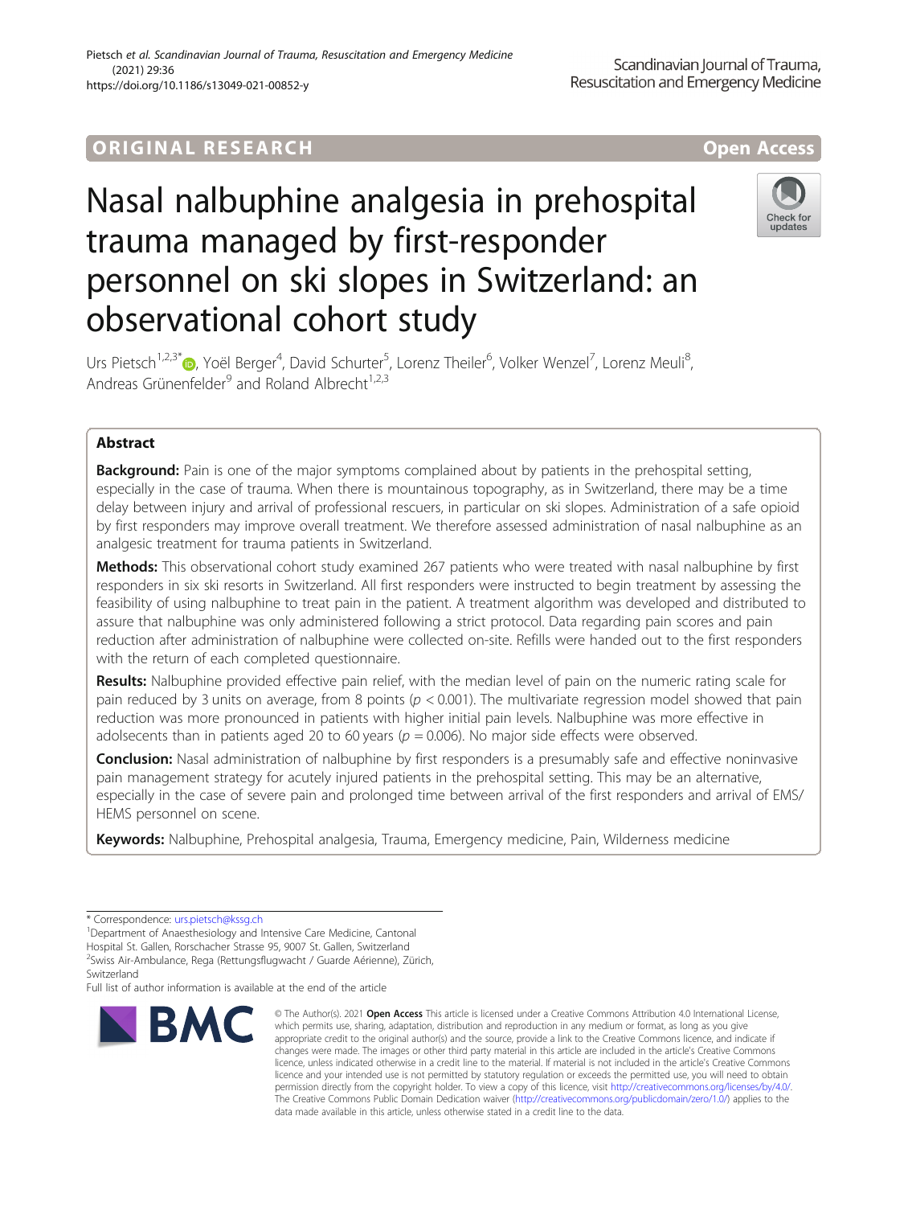ORIGINAL RESEARCH

Open Access

# Nasal nalbuphine analgesia in prehospital trauma managed by first-responder personnel on ski slopes in Switzerland: an observational cohort study

Urs Pietsch[1,2,3*], Yoël Berger[4], David Schurter[5], Lorenz Theiler[6], Volker Wenzel[7], Lorenz Meuli[8], Andreas Grünenfelder[9] and Roland Albrecht[1,2,3]

## Abstract

**Background:** Pain is one of the major symptoms complained about by patients in the prehospital setting, especially in the case of trauma. When there is mountainous topography, as in Switzerland, there may be a time delay between injury and arrival of professional rescuers, in particular on ski slopes. Administration of a safe opioid by first responders may improve overall treatment. We therefore assessed administration of nasal nalbuphine as an analgesic treatment for trauma patients in Switzerland.

**Methods:** This observational cohort study examined 267 patients who were treated with nasal nalbuphine by first responders in six ski resorts in Switzerland. All first responders were instructed to begin treatment by assessing the feasibility of using nalbuphine to treat pain in the patient. A treatment algorithm was developed and distributed to assure that nalbuphine was only administered following a strict protocol. Data regarding pain scores and pain reduction after administration of nalbuphine were collected on-site. Refills were handed out to the first responders with the return of each completed questionnaire.

**Results:** Nalbuphine provided effective pain relief, with the median level of pain on the numeric rating scale for pain reduced by 3 units on average, from 8 points ($p < 0.001$). The multivariate regression model showed that pain reduction was more pronounced in patients with higher initial pain levels. Nalbuphine was more effective in adolsecents than in patients aged 20 to 60 years ($p = 0.006$). No major side effects were observed.

**Conclusion:** Nasal administration of nalbuphine by first responders is a presumably safe and effective noninvasive pain management strategy for acutely injured patients in the prehospital setting. This may be an alternative, especially in the case of severe pain and prolonged time between arrival of the first responders and arrival of EMS/HEMS personnel on scene.

**Keywords:** Nalbuphine, Prehospital analgesia, Trauma, Emergency medicine, Pain, Wilderness medicine

---

\* Correspondence: urs.pietsch@kssg.ch

[1]Department of Anaesthesiology and Intensive Care Medicine, Cantonal Hospital St. Gallen, Rorschacher Strasse 95, 9007 St. Gallen, Switzerland

[2]Swiss Air-Ambulance, Rega (Rettungsflugwacht / Guarde Aérienne), Zürich, Switzerland

Full list of author information is available at the end of the article

© The Author(s). 2021 **Open Access** This article is licensed under a Creative Commons Attribution 4.0 International License, which permits use, sharing, adaptation, distribution and reproduction in any medium or format, as long as you give appropriate credit to the original author(s) and the source, provide a link to the Creative Commons licence, and indicate if changes were made. The images or other third party material in this article are included in the article's Creative Commons licence, unless indicated otherwise in a credit line to the material. If material is not included in the article's Creative Commons licence and your intended use is not permitted by statutory regulation or exceeds the permitted use, you will need to obtain permission directly from the copyright holder. To view a copy of this licence, visit http://creativecommons.org/licenses/by/4.0/. The Creative Commons Public Domain Dedication waiver (http://creativecommons.org/publicdomain/zero/1.0/) applies to the data made available in this article, unless otherwise stated in a credit line to the data.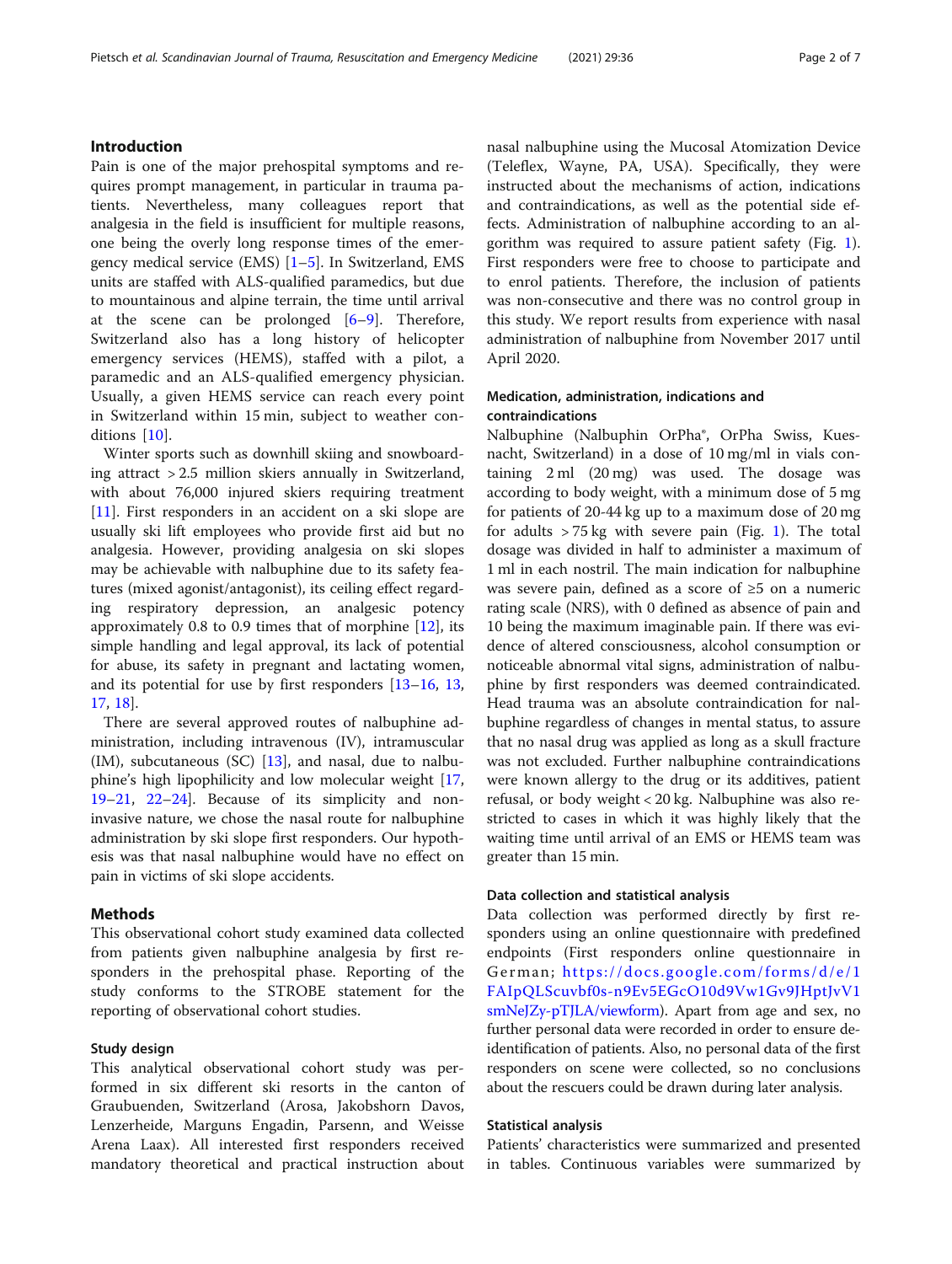## Introduction

Pain is one of the major prehospital symptoms and requires prompt management, in particular in trauma patients. Nevertheless, many colleagues report that analgesia in the field is insufficient for multiple reasons, one being the overly long response times of the emergency medical service (EMS) [1–5]. In Switzerland, EMS units are staffed with ALS-qualified paramedics, but due to mountainous and alpine terrain, the time until arrival at the scene can be prolonged [6–9]. Therefore, Switzerland also has a long history of helicopter emergency services (HEMS), staffed with a pilot, a paramedic and an ALS-qualified emergency physician. Usually, a given HEMS service can reach every point in Switzerland within 15 min, subject to weather conditions [10].

Winter sports such as downhill skiing and snowboarding attract > 2.5 million skiers annually in Switzerland, with about 76,000 injured skiers requiring treatment [11]. First responders in an accident on a ski slope are usually ski lift employees who provide first aid but no analgesia. However, providing analgesia on ski slopes may be achievable with nalbuphine due to its safety features (mixed agonist/antagonist), its ceiling effect regarding respiratory depression, an analgesic potency approximately 0.8 to 0.9 times that of morphine [12], its simple handling and legal approval, its lack of potential for abuse, its safety in pregnant and lactating women, and its potential for use by first responders [13–16, 13, 17, 18].

There are several approved routes of nalbuphine administration, including intravenous (IV), intramuscular (IM), subcutaneous (SC) [13], and nasal, due to nalbuphine's high lipophilicity and low molecular weight [17, 19–21, 22–24]. Because of its simplicity and noninvasive nature, we chose the nasal route for nalbuphine administration by ski slope first responders. Our hypothesis was that nasal nalbuphine would have no effect on pain in victims of ski slope accidents.

## Methods

This observational cohort study examined data collected from patients given nalbuphine analgesia by first responders in the prehospital phase. Reporting of the study conforms to the STROBE statement for the reporting of observational cohort studies.

### Study design

This analytical observational cohort study was performed in six different ski resorts in the canton of Graubuenden, Switzerland (Arosa, Jakobshorn Davos, Lenzerheide, Marguns Engadin, Parsenn, and Weisse Arena Laax). All interested first responders received mandatory theoretical and practical instruction about nasal nalbuphine using the Mucosal Atomization Device (Teleflex, Wayne, PA, USA). Specifically, they were instructed about the mechanisms of action, indications and contraindications, as well as the potential side effects. Administration of nalbuphine according to an algorithm was required to assure patient safety (Fig. 1). First responders were free to choose to participate and to enrol patients. Therefore, the inclusion of patients was non-consecutive and there was no control group in this study. We report results from experience with nasal administration of nalbuphine from November 2017 until April 2020.

### Medication, administration, indications and contraindications

Nalbuphine (Nalbuphin OrPha®, OrPha Swiss, Kuesnacht, Switzerland) in a dose of 10 mg/ml in vials containing 2 ml (20 mg) was used. The dosage was according to body weight, with a minimum dose of 5 mg for patients of 20-44 kg up to a maximum dose of 20 mg for adults > 75 kg with severe pain (Fig. 1). The total dosage was divided in half to administer a maximum of 1 ml in each nostril. The main indication for nalbuphine was severe pain, defined as a score of ≥5 on a numeric rating scale (NRS), with 0 defined as absence of pain and 10 being the maximum imaginable pain. If there was evidence of altered consciousness, alcohol consumption or noticeable abnormal vital signs, administration of nalbuphine by first responders was deemed contraindicated. Head trauma was an absolute contraindication for nalbuphine regardless of changes in mental status, to assure that no nasal drug was applied as long as a skull fracture was not excluded. Further nalbuphine contraindications were known allergy to the drug or its additives, patient refusal, or body weight < 20 kg. Nalbuphine was also restricted to cases in which it was highly likely that the waiting time until arrival of an EMS or HEMS team was greater than 15 min.

### Data collection and statistical analysis

Data collection was performed directly by first responders using an online questionnaire with predefined endpoints (First responders online questionnaire in German; https://docs.google.com/forms/d/e/1FAIpQLScuvbf0s-n9Ev5EGcO10d9Vw1Gv9JHptJvV1smNeJZy-pTJLA/viewform). Apart from age and sex, no further personal data were recorded in order to ensure de-identification of patients. Also, no personal data of the first responders on scene were collected, so no conclusions about the rescuers could be drawn during later analysis.

### Statistical analysis

Patients' characteristics were summarized and presented in tables. Continuous variables were summarized by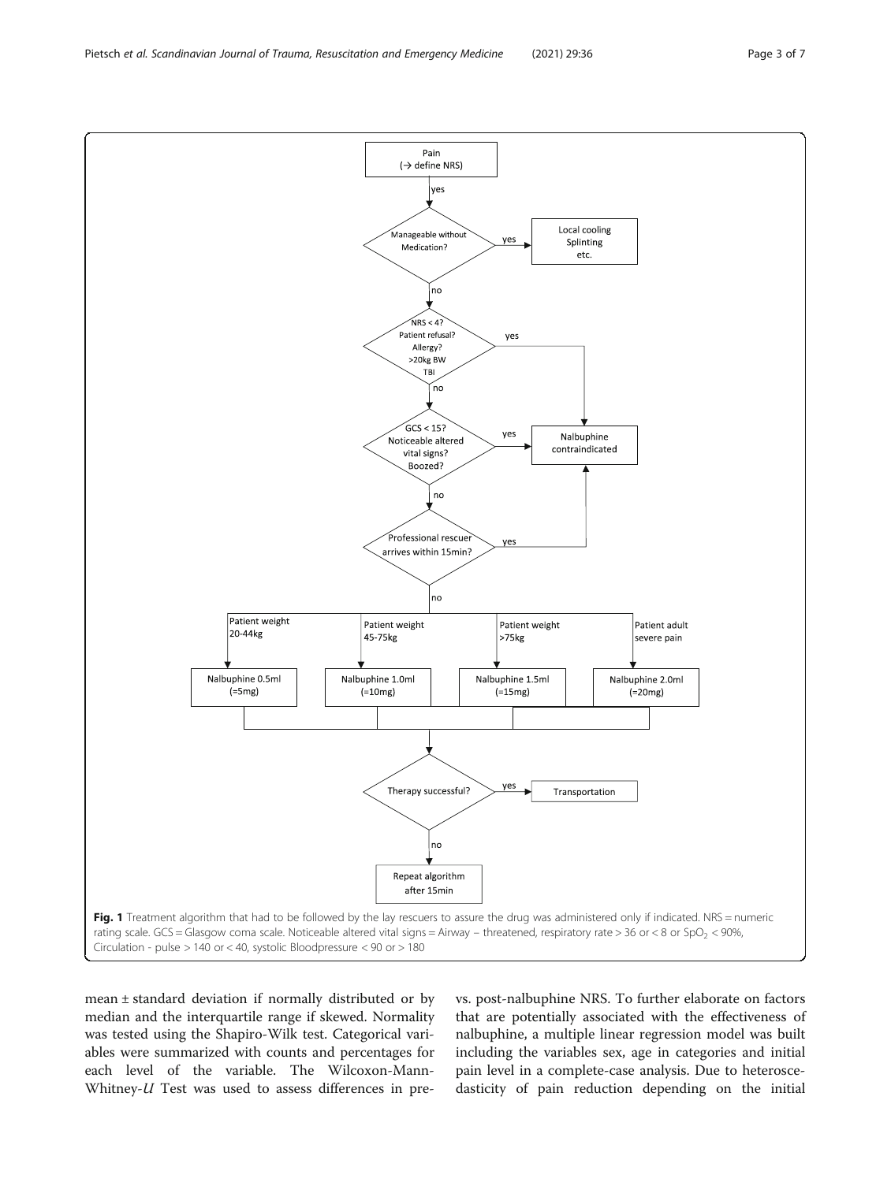Pain
(→ define NRS)

yes

Manageable without Medication?

yes

Local cooling
Splinting
etc.

no

NRS < 4?
Patient refusal?
Allergy?
>20kg BW
TBI

yes

no

GCS < 15?
Noticeable altered vital signs?
Boozed?

yes

Nalbuphine contraindicated

no

Professional rescuer arrives within 15min?

yes

no

Patient weight 20-44kg

Patient weight 45-75kg

Patient weight >75kg

Patient adult severe pain

Nalbuphine 0.5ml (=5mg)

Nalbuphine 1.0ml (=10mg)

Nalbuphine 1.5ml (=15mg)

Nalbuphine 2.0ml (=20mg)

Therapy successful?

yes

Transportation

no

Repeat algorithm after 15min

**Fig. 1** Treatment algorithm that had to be followed by the lay rescuers to assure the drug was administered only if indicated. NRS = numeric rating scale. GCS = Glasgow coma scale. Noticeable altered vital signs = Airway – threatened, respiratory rate > 36 or < 8 or $SpO_2$ < 90%, Circulation - pulse > 140 or < 40, systolic Bloodpressure < 90 or > 180

mean ± standard deviation if normally distributed or by median and the interquartile range if skewed. Normality was tested using the Shapiro-Wilk test. Categorical variables were summarized with counts and percentages for each level of the variable. The Wilcoxon-Mann-Whitney-$U$ Test was used to assess differences in pre- vs. post-nalbuphine NRS. To further elaborate on factors that are potentially associated with the effectiveness of nalbuphine, a multiple linear regression model was built including the variables sex, age in categories and initial pain level in a complete-case analysis. Due to heteroscedasticity of pain reduction depending on the initial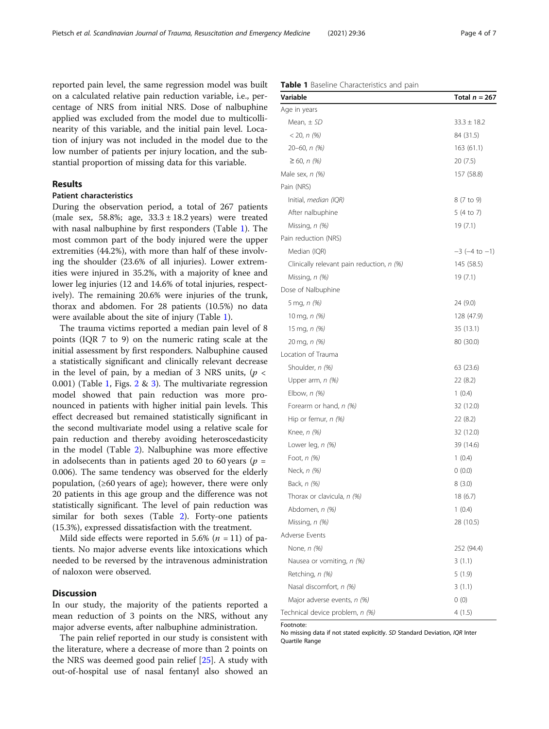reported pain level, the same regression model was built on a calculated relative pain reduction variable, i.e., percentage of NRS from initial NRS. Dose of nalbuphine applied was excluded from the model due to multicollinearity of this variable, and the initial pain level. Location of injury was not included in the model due to the low number of patients per injury location, and the substantial proportion of missing data for this variable.

## Results

### Patient characteristics

During the observation period, a total of 267 patients (male sex, 58.8%; age, 33.3 ± 18.2 years) were treated with nasal nalbuphine by first responders (Table 1). The most common part of the body injured were the upper extremities (44.2%), with more than half of these involving the shoulder (23.6% of all injuries). Lower extremities were injured in 35.2%, with a majority of knee and lower leg injuries (12 and 14.6% of total injuries, respectively). The remaining 20.6% were injuries of the trunk, thorax and abdomen. For 28 patients (10.5%) no data were available about the site of injury (Table 1).

The trauma victims reported a median pain level of 8 points (IQR 7 to 9) on the numeric rating scale at the initial assessment by first responders. Nalbuphine caused a statistically significant and clinically relevant decrease in the level of pain, by a median of 3 NRS units, ($p < 0.001$) (Table 1, Figs. 2 & 3). The multivariate regression model showed that pain reduction was more pronounced in patients with higher initial pain levels. This effect decreased but remained statistically significant in the second multivariate model using a relative scale for pain reduction and thereby avoiding heteroscedasticity in the model (Table 2). Nalbuphine was more effective in adolsecents than in patients aged 20 to 60 years ($p = 0.006$). The same tendency was observed for the elderly population, (≥60 years of age); however, there were only 20 patients in this age group and the difference was not statistically significant. The level of pain reduction was similar for both sexes (Table 2). Forty-one patients (15.3%), expressed dissatisfaction with the treatment.

Mild side effects were reported in 5.6% ($n = 11$) of patients. No major adverse events like intoxications which needed to be reversed by the intravenous administration of naloxon were observed.

## Discussion

In our study, the majority of the patients reported a mean reduction of 3 points on the NRS, without any major adverse events, after nalbuphine administration.

The pain relief reported in our study is consistent with the literature, where a decrease of more than 2 points on the NRS was deemed good pain relief [25]. A study with out-of-hospital use of nasal fentanyl also showed an

**Table 1** Baseline Characteristics and pain

| Variable | Total *n* = 267 |
|---|---|
| Age in years | |
| Mean, ± *SD* | 33.3 ± 18.2 |
| < 20, *n (%)* | 84 (31.5) |
| 20–60, *n (%)* | 163 (61.1) |
| ≥ 60, *n (%)* | 20 (7.5) |
| Male sex, *n (%)* | 157 (58.8) |
| Pain (NRS) | |
| Initial, *median (IQR)* | 8 (7 to 9) |
| After nalbuphine | 5 (4 to 7) |
| Missing, *n (%)* | 19 (7.1) |
| Pain reduction (NRS) | |
| Median (IQR) | −3 (−4 to −1) |
| Clinically relevant pain reduction, *n (%)* | 145 (58.5) |
| Missing, *n (%)* | 19 (7.1) |
| Dose of Nalbuphine | |
| 5 mg, *n (%)* | 24 (9.0) |
| 10 mg, *n (%)* | 128 (47.9) |
| 15 mg, *n (%)* | 35 (13.1) |
| 20 mg, *n (%)* | 80 (30.0) |
| Location of Trauma | |
| Shoulder, *n (%)* | 63 (23.6) |
| Upper arm, *n (%)* | 22 (8.2) |
| Elbow, *n (%)* | 1 (0.4) |
| Forearm or hand, *n (%)* | 32 (12.0) |
| Hip or femur, *n (%)* | 22 (8.2) |
| Knee, *n (%)* | 32 (12.0) |
| Lower leg, *n (%)* | 39 (14.6) |
| Foot, *n (%)* | 1 (0.4) |
| Neck, *n (%)* | 0 (0.0) |
| Back, *n (%)* | 8 (3.0) |
| Thorax or clavicula, *n (%)* | 18 (6.7) |
| Abdomen, *n (%)* | 1 (0.4) |
| Missing, *n (%)* | 28 (10.5) |
| Adverse Events | |
| None, *n (%)* | 252 (94.4) |
| Nausea or vomiting, *n (%)* | 3 (1.1) |
| Retching, *n (%)* | 5 (1.9) |
| Nasal discomfort, *n (%)* | 3 (1.1) |
| Major adverse events, *n (%)* | 0 (0) |
| Technical device problem, *n (%)* | 4 (1.5) |

Footnote:
No missing data if not stated explicitly. *SD* Standard Deviation, *IQR* Inter Quartile Range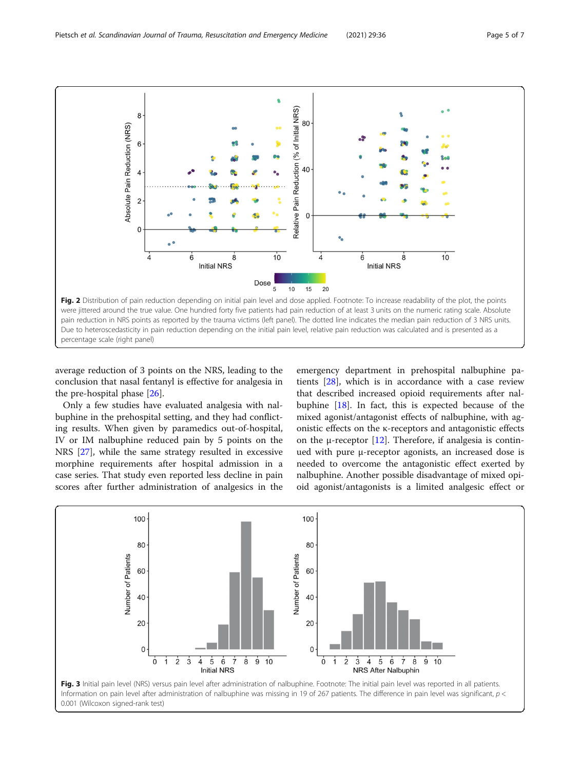Absolute Pain Reduction (NRS)

0 2 4 6 8

4 6 8 10

Initial NRS

Relative Pain Reduction (% of Initial NRS)

0 40 80

4 6 8 10

Initial NRS

Dose

5 10 15 20

**Fig. 2** Distribution of pain reduction depending on initial pain level and dose applied. Footnote: To increase readability of the plot, the points were jittered around the true value. One hundred forty five patients had pain reduction of at least 3 units on the numeric rating scale. Absolute pain reduction in NRS points as reported by the trauma victims (left panel). The dotted line indicates the median pain reduction of 3 NRS units. Due to heteroscedasticity in pain reduction depending on the initial pain level, relative pain reduction was calculated and is presented as a percentage scale (right panel)

average reduction of 3 points on the NRS, leading to the conclusion that nasal fentanyl is effective for analgesia in the pre-hospital phase [26].

Only a few studies have evaluated analgesia with nalbuphine in the prehospital setting, and they had conflicting results. When given by paramedics out-of-hospital, IV or IM nalbuphine reduced pain by 5 points on the NRS [27], while the same strategy resulted in excessive morphine requirements after hospital admission in a case series. That study even reported less decline in pain scores after further administration of analgesics in the emergency department in prehospital nalbuphine patients [28], which is in accordance with a case review that described increased opioid requirements after nalbuphine [18]. In fact, this is expected because of the mixed agonist/antagonist effects of nalbuphine, with agonistic effects on the κ-receptors and antagonistic effects on the μ-receptor [12]. Therefore, if analgesia is continued with pure μ-receptor agonists, an increased dose is needed to overcome the antagonistic effect exerted by nalbuphine. Another possible disadvantage of mixed opioid agonist/antagonists is a limited analgesic effect or

Number of Patients

0 20 40 60 80 100

0 1 2 3 4 5 6 7 8 9 10

Initial NRS

Number of Patients

0 20 40 60 80 100

0 1 2 3 4 5 6 7 8 9 10

NRS After Nalbuphin

**Fig. 3** Initial pain level (NRS) versus pain level after administration of nalbuphine. Footnote: The initial pain level was reported in all patients. Information on pain level after administration of nalbuphine was missing in 19 of 267 patients. The difference in pain level was significant, $p < 0.001$ (Wilcoxon signed-rank test)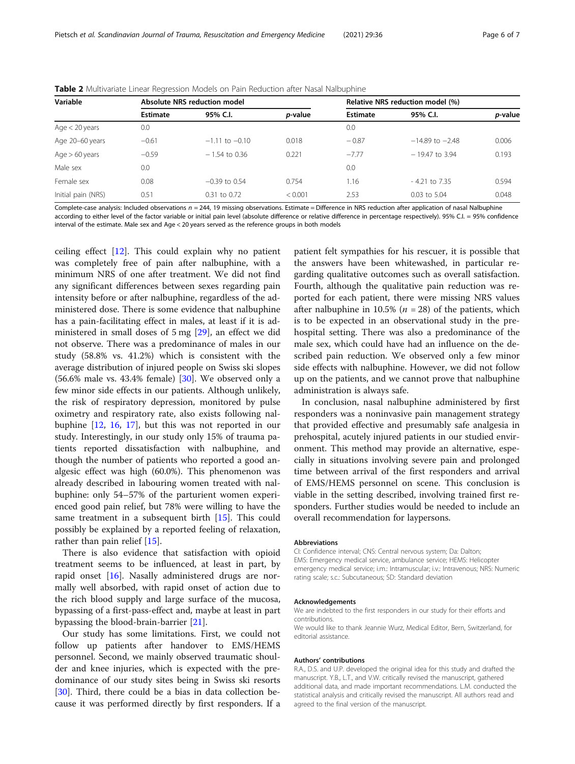**Table 2** Multivariate Linear Regression Models on Pain Reduction after Nasal Nalbuphine

| Variable | Absolute NRS reduction model | | | Relative NRS reduction model (%) | | |
|---|---|---|---|---|---|---|
| | Estimate | 95% C.I. | *p*-value | Estimate | 95% C.I. | *p*-value |
| Age < 20 years | 0.0 | | | 0.0 | | |
| Age 20–60 years | −0.61 | −1.11 to −0.10 | 0.018 | − 0.87 | −14.89 to −2.48 | 0.006 |
| Age > 60 years | −0.59 | − 1.54 to 0.36 | 0.221 | −7.77 | − 19.47 to 3.94 | 0.193 |
| Male sex | 0.0 | | | 0.0 | | |
| Female sex | 0.08 | −0.39 to 0.54 | 0.754 | 1.16 | - 4.21 to 7.35 | 0.594 |
| Initial pain (NRS) | 0.51 | 0.31 to 0.72 | < 0.001 | 2.53 | 0.03 to 5.04 | 0.048 |

Complete-case analysis: Included observations *n* = 244, 19 missing observations. Estimate = Difference in NRS reduction after application of nasal Nalbuphine according to either level of the factor variable or initial pain level (absolute difference or relative difference in percentage respectively). 95% C.I. = 95% confidence interval of the estimate. Male sex and Age < 20 years served as the reference groups in both models

ceiling effect [12]. This could explain why no patient was completely free of pain after nalbuphine, with a minimum NRS of one after treatment. We did not find any significant differences between sexes regarding pain intensity before or after nalbuphine, regardless of the administered dose. There is some evidence that nalbuphine has a pain-facilitating effect in males, at least if it is administered in small doses of 5 mg [29], an effect we did not observe. There was a predominance of males in our study (58.8% vs. 41.2%) which is consistent with the average distribution of injured people on Swiss ski slopes (56.6% male vs. 43.4% female) [30]. We observed only a few minor side effects in our patients. Although unlikely, the risk of respiratory depression, monitored by pulse oximetry and respiratory rate, also exists following nalbuphine [12, 16, 17], but this was not reported in our study. Interestingly, in our study only 15% of trauma patients reported dissatisfaction with nalbuphine, and though the number of patients who reported a good analgesic effect was high (60.0%). This phenomenon was already described in labouring women treated with nalbuphine: only 54–57% of the parturient women experienced good pain relief, but 78% were willing to have the same treatment in a subsequent birth [15]. This could possibly be explained by a reported feeling of relaxation, rather than pain relief [15].

There is also evidence that satisfaction with opioid treatment seems to be influenced, at least in part, by rapid onset [16]. Nasally administered drugs are normally well absorbed, with rapid onset of action due to the rich blood supply and large surface of the mucosa, bypassing of a first-pass-effect and, maybe at least in part bypassing the blood-brain-barrier [21].

Our study has some limitations. First, we could not follow up patients after handover to EMS/HEMS personnel. Second, we mainly observed traumatic shoulder and knee injuries, which is expected with the predominance of our study sites being in Swiss ski resorts [30]. Third, there could be a bias in data collection because it was performed directly by first responders. If a patient felt sympathies for his rescuer, it is possible that the answers have been whitewashed, in particular regarding qualitative outcomes such as overall satisfaction. Fourth, although the qualitative pain reduction was reported for each patient, there were missing NRS values after nalbuphine in 10.5% (*n* = 28) of the patients, which is to be expected in an observational study in the prehospital setting. There was also a predominance of the male sex, which could have had an influence on the described pain reduction. We observed only a few minor side effects with nalbuphine. However, we did not follow up on the patients, and we cannot prove that nalbuphine administration is always safe.

In conclusion, nasal nalbuphine administered by first responders was a noninvasive pain management strategy that provided effective and presumably safe analgesia in prehospital, acutely injured patients in our studied environment. This method may provide an alternative, especially in situations involving severe pain and prolonged time between arrival of the first responders and arrival of EMS/HEMS personnel on scene. This conclusion is viable in the setting described, involving trained first responders. Further studies would be needed to include an overall recommendation for laypersons.

#### Abbreviations

CI: Confidence interval; CNS: Central nervous system; Da: Dalton; EMS: Emergency medical service, ambulance service; HEMS: Helicopter emergency medical service; i.m.: Intramuscular; i.v.: Intravenous; NRS: Numeric rating scale; s.c.: Subcutaneous; SD: Standard deviation

#### Acknowledgements

We are indebted to the first responders in our study for their efforts and contributions.
We would like to thank Jeannie Wurz, Medical Editor, Bern, Switzerland, for editorial assistance.

#### Authors' contributions

R.A., D.S. and U.P. developed the original idea for this study and drafted the manuscript. Y.B., L.T., and V.W. critically revised the manuscript, gathered additional data, and made important recommendations. L.M. conducted the statistical analysis and critically revised the manuscript. All authors read and agreed to the final version of the manuscript.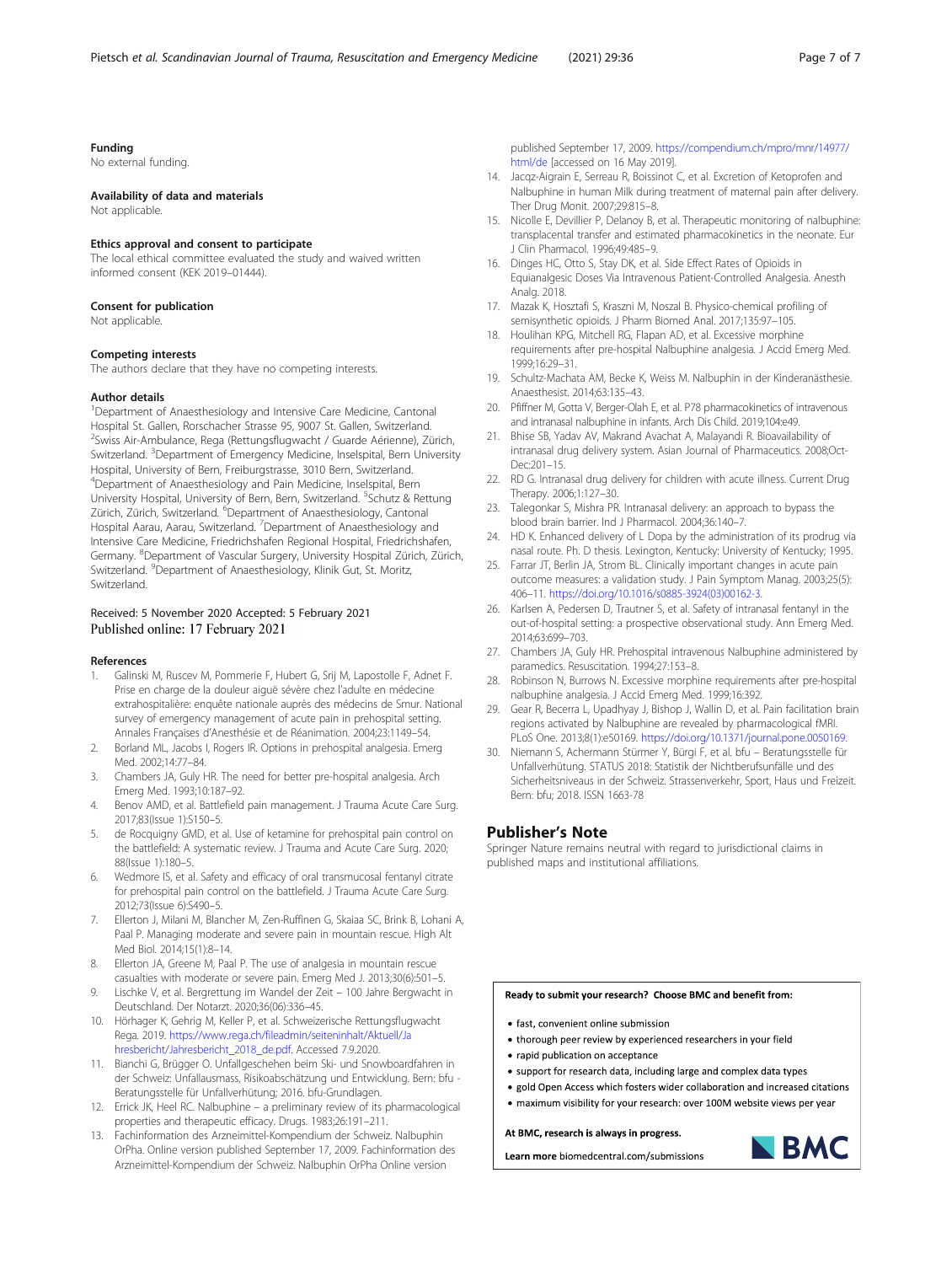### Funding

No external funding.

### Availability of data and materials

Not applicable.

### Ethics approval and consent to participate

The local ethical committee evaluated the study and waived written informed consent (KEK 2019–01444).

### Consent for publication

Not applicable.

### Competing interests

The authors declare that they have no competing interests.

### Author details

[1]Department of Anaesthesiology and Intensive Care Medicine, Cantonal Hospital St. Gallen, Rorschacher Strasse 95, 9007 St. Gallen, Switzerland. [2]Swiss Air-Ambulance, Rega (Rettungsflugwacht / Guarde Aérienne), Zürich, Switzerland. [3]Department of Emergency Medicine, Inselspital, Bern University Hospital, University of Bern, Freiburgstrasse, 3010 Bern, Switzerland. [4]Department of Anaesthesiology and Pain Medicine, Inselspital, Bern University Hospital, University of Bern, Bern, Switzerland. [5]Schutz & Rettung Zürich, Zürich, Switzerland. [6]Department of Anaesthesiology, Cantonal Hospital Aarau, Aarau, Switzerland. [7]Department of Anaesthesiology and Intensive Care Medicine, Friedrichshafen Regional Hospital, Friedrichshafen, Germany. [8]Department of Vascular Surgery, University Hospital Zürich, Zürich, Switzerland. [9]Department of Anaesthesiology, Klinik Gut, St. Moritz, Switzerland.

Received: 5 November 2020 Accepted: 5 February 2021
Published online: 17 February 2021

### References

1. Galinski M, Ruscev M, Pommerie F, Hubert G, Srij M, Lapostolle F, Adnet F. Prise en charge de la douleur aiguë sévère chez l'adulte en médecine extrahospitalière: enquête nationale auprès des médecins de Smur. National survey of emergency management of acute pain in prehospital setting. Annales Françaises d'Anesthésie et de Réanimation. 2004;23:1149–54.
2. Borland ML, Jacobs I, Rogers IR. Options in prehospital analgesia. Emerg Med. 2002;14:77–84.
3. Chambers JA, Guly HR. The need for better pre-hospital analgesia. Arch Emerg Med. 1993;10:187–92.
4. Benov AMD, et al. Battlefield pain management. J Trauma Acute Care Surg. 2017;83(Issue 1):S150–5.
5. de Rocquigny GMD, et al. Use of ketamine for prehospital pain control on the battlefield: A systematic review. J Trauma and Acute Care Surg. 2020; 88(Issue 1):180–5.
6. Wedmore IS, et al. Safety and efficacy of oral transmucosal fentanyl citrate for prehospital pain control on the battlefield. J Trauma Acute Care Surg. 2012;73(Issue 6):S490–5.
7. Ellerton J, Milani M, Blancher M, Zen-Ruffinen G, Skaiaa SC, Brink B, Lohani A, Paal P. Managing moderate and severe pain in mountain rescue. High Alt Med Biol. 2014;15(1):8–14.
8. Ellerton JA, Greene M, Paal P. The use of analgesia in mountain rescue casualties with moderate or severe pain. Emerg Med J. 2013;30(6):501–5.
9. Lischke V, et al. Bergrettung im Wandel der Zeit – 100 Jahre Bergwacht in Deutschland. Der Notarzt. 2020;36(06):336–45.
10. Hörhager K, Gehrig M, Keller P, et al. Schweizerische Rettungsflugwacht Rega. 2019. https://www.rega.ch/fileadmin/seiteninhalt/Aktuell/Jahresbericht/Jahresbericht_2018_de.pdf. Accessed 7.9.2020.
11. Bianchi G, Brügger O. Unfallgeschehen beim Ski- und Snowboardfahren in der Schweiz: Unfallausmass, Risikoabschätzung und Entwicklung. Bern: bfu - Beratungsstelle für Unfallverhütung; 2016. bfu-Grundlagen.
12. Errick JK, Heel RC. Nalbuphine – a preliminary review of its pharmacological properties and therapeutic efficacy. Drugs. 1983;26:191–211.
13. Fachinformation des Arzneimittel-Kompendium der Schweiz. Nalbuphin OrPha. Online version published September 17, 2009. Fachinformation des Arzneimittel-Kompendium der Schweiz. Nalbuphin OrPha Online version published September 17, 2009. https://compendium.ch/mpro/mnr/14977/html/de [accessed on 16 May 2019].
14. Jacqz-Aigrain E, Serreau R, Boissinot C, et al. Excretion of Ketoprofen and Nalbuphine in human Milk during treatment of maternal pain after delivery. Ther Drug Monit. 2007;29:815–8.
15. Nicolle E, Devillier P, Delanoy B, et al. Therapeutic monitoring of nalbuphine: transplacental transfer and estimated pharmacokinetics in the neonate. Eur J Clin Pharmacol. 1996;49:485–9.
16. Dinges HC, Otto S, Stay DK, et al. Side Effect Rates of Opioids in Equianalgesic Doses Via Intravenous Patient-Controlled Analgesia. Anesth Analg. 2018.
17. Mazak K, Hosztafi S, Kraszni M, Noszal B. Physico-chemical profiling of semisynthetic opioids. J Pharm Biomed Anal. 2017;135:97–105.
18. Houlihan KPG, Mitchell RG, Flapan AD, et al. Excessive morphine requirements after pre-hospital Nalbuphine analgesia. J Accid Emerg Med. 1999;16:29–31.
19. Schultz-Machata AM, Becke K, Weiss M. Nalbuphin in der Kinderanästhesie. Anaesthesist. 2014;63:135–43.
20. Pfiffner M, Gotta V, Berger-Olah E, et al. P78 pharmacokinetics of intravenous and intranasal nalbuphine in infants. Arch Dis Child. 2019;104:e49.
21. Bhise SB, Yadav AV, Makrand Avachat A, Malayandi R. Bioavailability of intranasal drug delivery system. Asian Journal of Pharmaceutics. 2008;Oct-Dec:201–15.
22. RD G. Intranasal drug delivery for children with acute illness. Current Drug Therapy. 2006;1:127–30.
23. Talegonkar S, Mishra PR. Intranasal delivery: an approach to bypass the blood brain barrier. Ind J Pharmacol. 2004;36:140–7.
24. HD K. Enhanced delivery of L Dopa by the administration of its prodrug via nasal route. Ph. D thesis. Lexington, Kentucky: University of Kentucky; 1995.
25. Farrar JT, Berlin JA, Strom BL. Clinically important changes in acute pain outcome measures: a validation study. J Pain Symptom Manag. 2003;25(5): 406–11. https://doi.org/10.1016/s0885-3924(03)00162-3.
26. Karlsen A, Pedersen D, Trautner S, et al. Safety of intranasal fentanyl in the out-of-hospital setting: a prospective observational study. Ann Emerg Med. 2014;63:699–703.
27. Chambers JA, Guly HR. Prehospital intravenous Nalbuphine administered by paramedics. Resuscitation. 1994;27:153–8.
28. Robinson N, Burrows N. Excessive morphine requirements after pre-hospital nalbuphine analgesia. J Accid Emerg Med. 1999;16:392.
29. Gear R, Becerra L, Upadhyay J, Bishop J, Wallin D, et al. Pain facilitation brain regions activated by Nalbuphine are revealed by pharmacological fMRI. PLoS One. 2013;8(1):e50169. https://doi.org/10.1371/journal.pone.0050169.
30. Niemann S, Achermann Stürmer Y, Bürgi F, et al. bfu – Beratungsstelle für Unfallverhütung. STATUS 2018: Statistik der Nichtberufsunfälle und des Sicherheitsniveaus in der Schweiz. Strassenverkehr, Sport, Haus und Freizeit. Bern: bfu; 2018. ISSN 1663-78

## Publisher's Note

Springer Nature remains neutral with regard to jurisdictional claims in published maps and institutional affiliations.

**Ready to submit your research? Choose BMC and benefit from:**

- fast, convenient online submission
- thorough peer review by experienced researchers in your field
- rapid publication on acceptance
- support for research data, including large and complex data types
- gold Open Access which fosters wider collaboration and increased citations
- maximum visibility for your research: over 100M website views per year

**At BMC, research is always in progress.**

**Learn more** biomedcentral.com/submissions

BMC